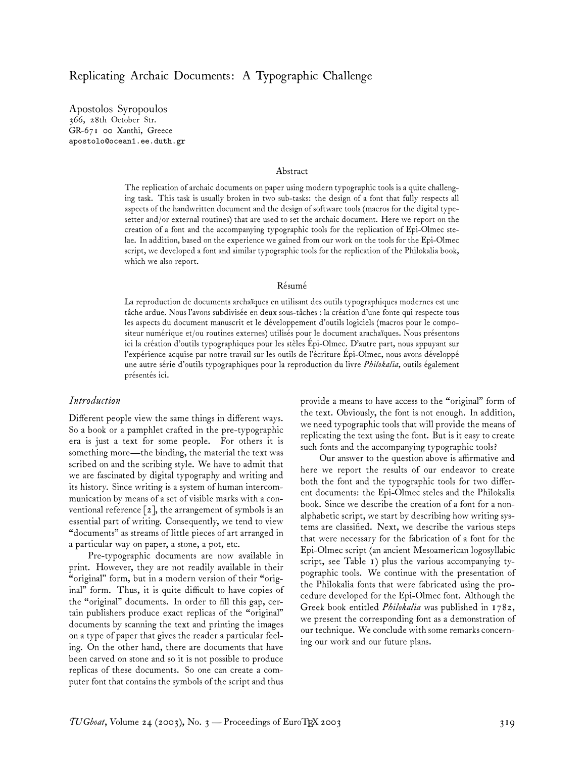# Replicating Archaic Documents: A Typographic Challenge

Apostolos Syropoulos
366, 28th October Str.
GR-671 00 Xanthi, Greece
apostolo@ocean1.ee.duth.gr

## Abstract

The replication of archaic documents on paper using modern typographic tools is a quite challenging task. This task is usually broken in two sub-tasks: the design of a font that fully respects all aspects of the handwritten document and the design of software tools (macros for the digital typesetter and/or external routines) that are used to set the archaic document. Here we report on the creation of a font and the accompanying typographic tools for the replication of Epi-Olmec stelae. In addition, based on the experience we gained from our work on the tools for the Epi-Olmec script, we developed a font and similar typographic tools for the replication of the Philokalia book, which we also report.

## Résumé

La reproduction de documents archaïques en utilisant des outils typographiques modernes est une tâche ardue. Nous l'avons subdivisée en deux sous-tâches : la création d'une fonte qui respecte tous les aspects du document manuscrit et le développement d'outils logiciels (macros pour le compositeur numérique et/ou routines externes) utilisés pour le document arachaïques. Nous présentons ici la création d'outils typographiques pour les stèles Épi-Olmec. D'autre part, nous appuyant sur l'expérience acquise par notre travail sur les outils de l'écriture Épi-Olmec, nous avons développé une autre série d'outils typographiques pour la reproduction du livre *Philokalia*, outils également présentés ici.

## *Introduction*

Different people view the same things in different ways. So a book or a pamphlet crafted in the pre-typographic era is just a text for some people. For others it is something more—the binding, the material the text was scribed on and the scribing style. We have to admit that we are fascinated by digital typography and writing and its history. Since writing is a system of human intercommunication by means of a set of visible marks with a conventional reference [2], the arrangement of symbols is an essential part of writing. Consequently, we tend to view "documents" as streams of little pieces of art arranged in a particular way on paper, a stone, a pot, etc.

Pre-typographic documents are now available in print. However, they are not readily available in their "original" form, but in a modern version of their "original" form. Thus, it is quite difficult to have copies of the "original" documents. In order to fill this gap, certain publishers produce exact replicas of the "original" documents by scanning the text and printing the images on a type of paper that gives the reader a particular feeling. On the other hand, there are documents that have been carved on stone and so it is not possible to produce replicas of these documents. So one can create a computer font that contains the symbols of the script and thus provide a means to have access to the "original" form of the text. Obviously, the font is not enough. In addition, we need typographic tools that will provide the means of replicating the text using the font. But is it easy to create such fonts and the accompanying typographic tools?

Our answer to the question above is affirmative and here we report the results of our endeavor to create both the font and the typographic tools for two different documents: the Epi-Olmec steles and the Philokalia book. Since we describe the creation of a font for a non-alphabetic script, we start by describing how writing systems are classified. Next, we describe the various steps that were necessary for the fabrication of a font for the Epi-Olmec script (an ancient Mesoamerican logosyllabic script, see Table 1) plus the various accompanying typographic tools. We continue with the presentation of the Philokalia fonts that were fabricated using the procedure developed for the Epi-Olmec font. Although the Greek book entitled *Philokalia* was published in 1782, we present the corresponding font as a demonstration of our technique. We conclude with some remarks concerning our work and our future plans.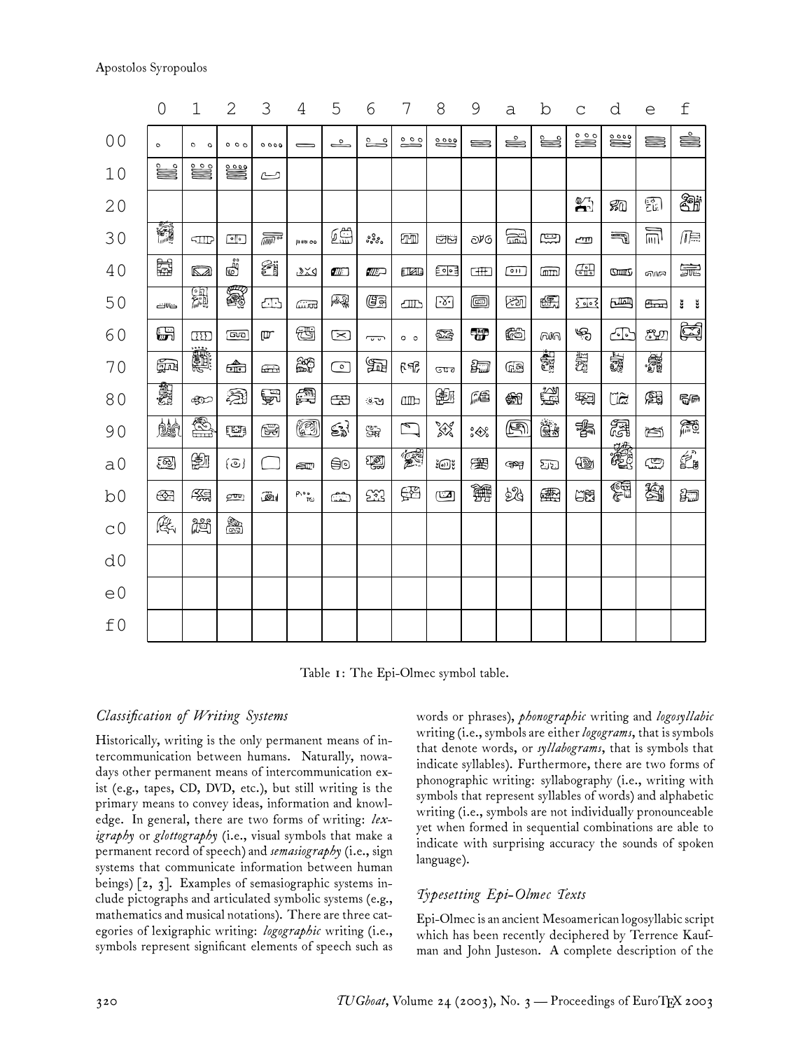Table 1: The Epi-Olmec symbol table.

## *Classification of Writing Systems*

Historically, writing is the only permanent means of intercommunication between humans. Naturally, nowadays other permanent means of intercommunication exist (e.g., tapes, CD, DVD, etc.), but still writing is the primary means to convey ideas, information and knowledge. In general, there are two forms of writing: *lexigraphy* or *glottography* (i.e., visual symbols that make a permanent record of speech) and *semasiography* (i.e., sign systems that communicate information between human beings) [2, 3]. Examples of semasiographic systems include pictographs and articulated symbolic systems (e.g., mathematics and musical notations). There are three categories of lexigraphic writing: *logographic* writing (i.e., symbols represent significant elements of speech such as words or phrases), *phonographic* writing and *logosyllabic* writing (i.e., symbols are either *logograms*, that is symbols that denote words, or *syllabograms*, that is symbols that indicate syllables). Furthermore, there are two forms of phonographic writing: syllabography (i.e., writing with symbols that represent syllables of words) and alphabetic writing (i.e., symbols are not individually pronounceable yet when formed in sequential combinations are able to indicate with surprising accuracy the sounds of spoken language).

## *Typesetting Epi-Olmec Texts*

Epi-Olmec is an ancient Mesoamerican logosyllabic script which has been recently deciphered by Terrence Kaufman and John Justeson. A complete description of the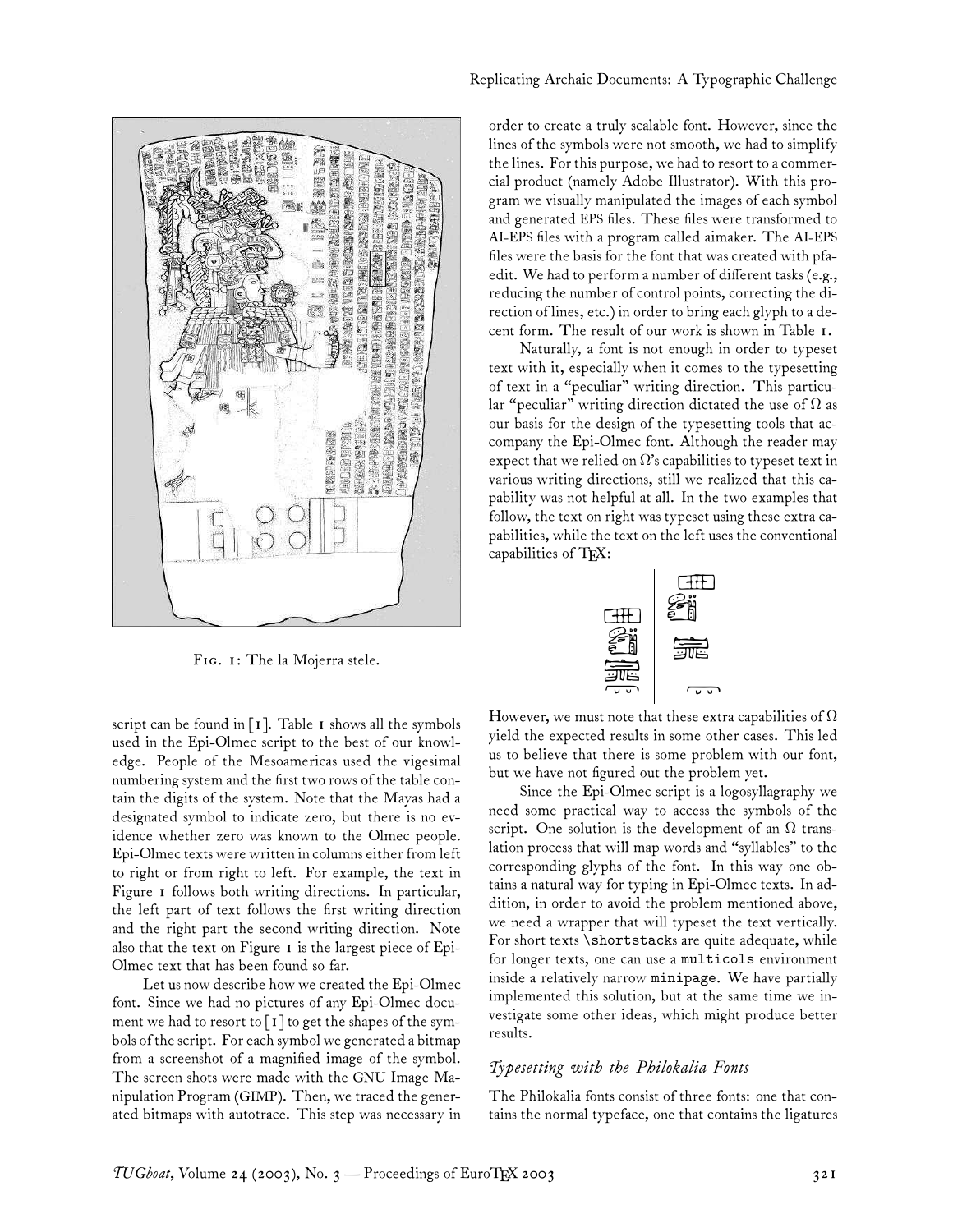Fig. 1: The la Mojerra stele.

script can be found in [1]. Table 1 shows all the symbols used in the Epi-Olmec script to the best of our knowledge. People of the Mesoamericas used the vigesimal numbering system and the first two rows of the table contain the digits of the system. Note that the Mayas had a designated symbol to indicate zero, but there is no evidence whether zero was known to the Olmec people. Epi-Olmec texts were written in columns either from left to right or from right to left. For example, the text in Figure 1 follows both writing directions. In particular, the left part of text follows the first writing direction and the right part the second writing direction. Note also that the text on Figure 1 is the largest piece of Epi-Olmec text that has been found so far.

Let us now describe how we created the Epi-Olmec font. Since we had no pictures of any Epi-Olmec document we had to resort to [1] to get the shapes of the symbols of the script. For each symbol we generated a bitmap from a screenshot of a magnified image of the symbol. The screen shots were made with the GNU Image Manipulation Program (GIMP). Then, we traced the generated bitmaps with autotrace. This step was necessary in order to create a truly scalable font. However, since the lines of the symbols were not smooth, we had to simplify the lines. For this purpose, we had to resort to a commercial product (namely Adobe Illustrator). With this program we visually manipulated the images of each symbol and generated EPS files. These files were transformed to AI-EPS files with a program called aimaker. The AI-EPS files were the basis for the font that was created with pfaedit. We had to perform a number of different tasks (e.g., reducing the number of control points, correcting the direction of lines, etc.) in order to bring each glyph to a decent form. The result of our work is shown in Table 1.

Naturally, a font is not enough in order to typeset text with it, especially when it comes to the typesetting of text in a "peculiar" writing direction. This particular "peculiar" writing direction dictated the use of Ω as our basis for the design of the typesetting tools that accompany the Epi-Olmec font. Although the reader may expect that we relied on Ω's capabilities to typeset text in various writing directions, still we realized that this capability was not helpful at all. In the two examples that follow, the text on right was typeset using these extra capabilities, while the text on the left uses the conventional capabilities of TEX:

However, we must note that these extra capabilities of Ω yield the expected results in some other cases. This led us to believe that there is some problem with our font, but we have not figured out the problem yet.

Since the Epi-Olmec script is a logosyllagraphy we need some practical way to access the symbols of the script. One solution is the development of an Ω translation process that will map words and "syllables" to the corresponding glyphs of the font. In this way one obtains a natural way for typing in Epi-Olmec texts. In addition, in order to avoid the problem mentioned above, we need a wrapper that will typeset the text vertically. For short texts `\shortstack`s are quite adequate, while for longer texts, one can use a `multicols` environment inside a relatively narrow `minipage`. We have partially implemented this solution, but at the same time we investigate some other ideas, which might produce better results.

## *Typesetting with the Philokalia Fonts*

The Philokalia fonts consist of three fonts: one that contains the normal typeface, one that contains the ligatures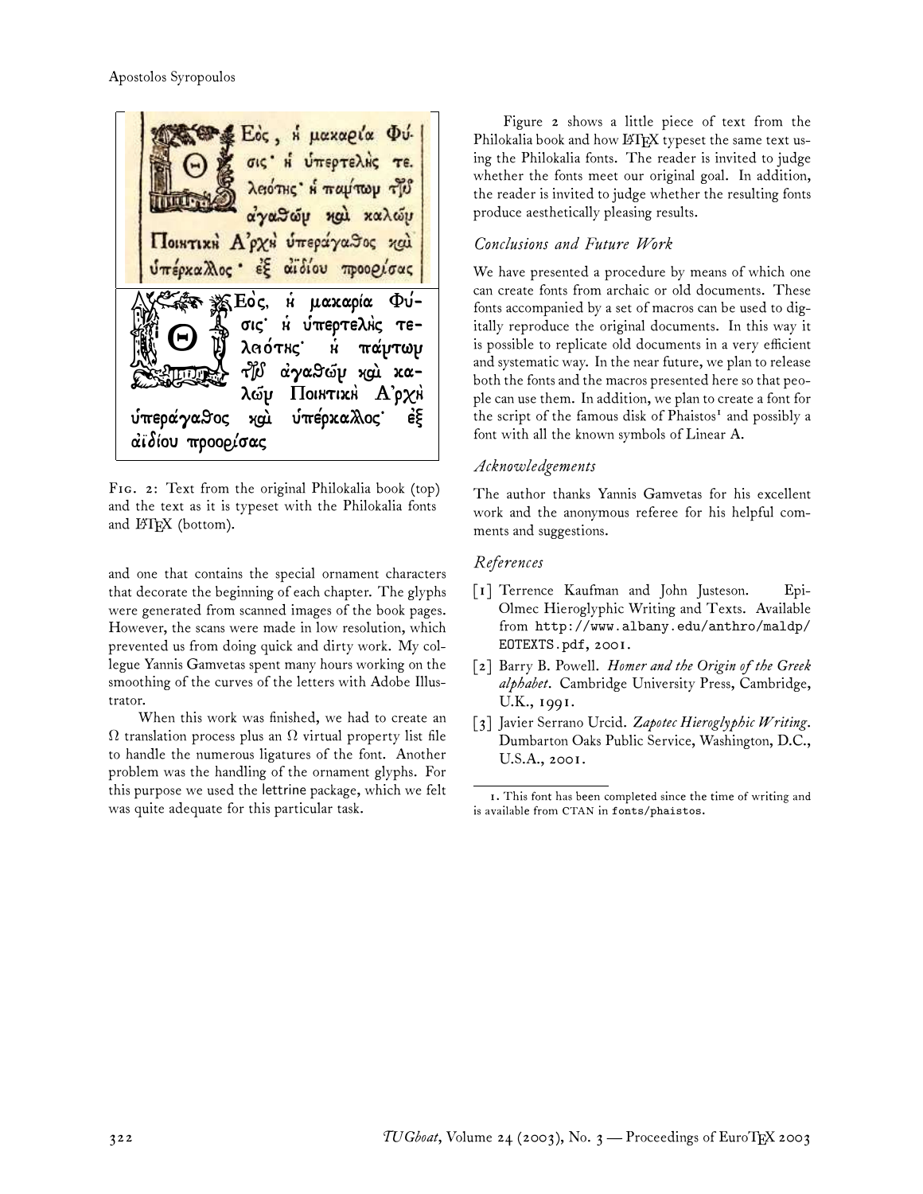FIG. 2: Text from the original Philokalia book (top) and the text as it is typeset with the Philokalia fonts and LaTeX (bottom).

and one that contains the special ornament characters that decorate the beginning of each chapter. The glyphs were generated from scanned images of the book pages. However, the scans were made in low resolution, which prevented us from doing quick and dirty work. My collegue Yannis Gamvetas spent many hours working on the smoothing of the curves of the letters with Adobe Illustrator.

When this work was finished, we had to create an $\Omega$ translation process plus an $\Omega$ virtual property list file to handle the numerous ligatures of the font. Another problem was the handling of the ornament glyphs. For this purpose we used the lettrine package, which we felt was quite adequate for this particular task.

Figure 2 shows a little piece of text from the Philokalia book and how LaTeX typeset the same text using the Philokalia fonts. The reader is invited to judge whether the fonts meet our original goal. In addition, the reader is invited to judge whether the resulting fonts produce aesthetically pleasing results.

## *Conclusions and Future Work*

We have presented a procedure by means of which one can create fonts from archaic or old documents. These fonts accompanied by a set of macros can be used to digitally reproduce the original documents. In this way it is possible to replicate old documents in a very efficient and systematic way. In the near future, we plan to release both the fonts and the macros presented here so that people can use them. In addition, we plan to create a font for the script of the famous disk of Phaistos[1] and possibly a font with all the known symbols of Linear A.

## *Acknowledgements*

The author thanks Yannis Gamvetas for his excellent work and the anonymous referee for his helpful comments and suggestions.

## *References*

[1] Terrence Kaufman and John Justeson. Epi-Olmec Hieroglyphic Writing and Texts. Available from `http://www.albany.edu/anthro/maldp/EOTEXTS.pdf`, 2001.

[2] Barry B. Powell. *Homer and the Origin of the Greek alphabet*. Cambridge University Press, Cambridge, U.K., 1991.

[3] Javier Serrano Urcid. *Zapotec Hieroglyphic Writing*. Dumbarton Oaks Public Service, Washington, D.C., U.S.A., 2001.

---

1. This font has been completed since the time of writing and is available from CTAN in `fonts/phaistos`.